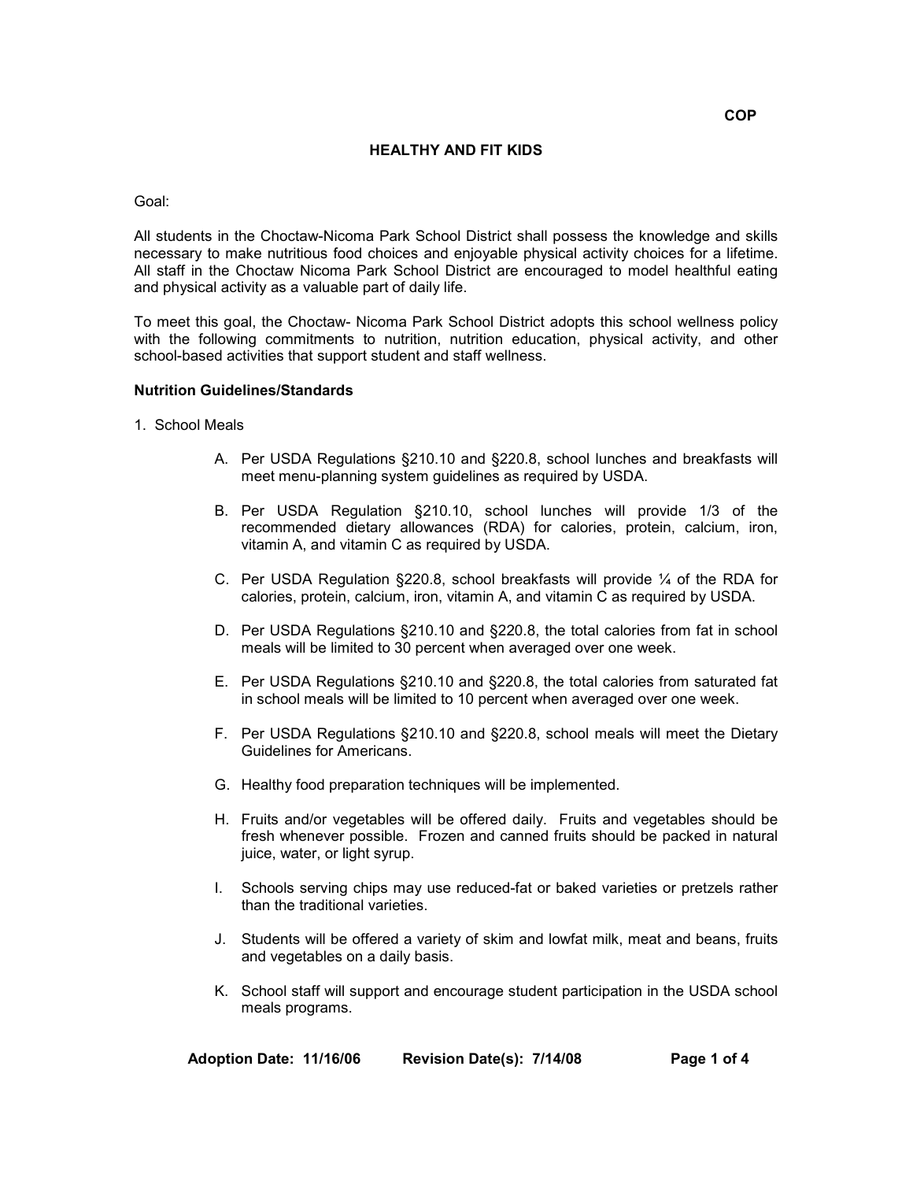COP

# HEALTHY AND FIT KIDS

Goal:

All students in the Choctaw-Nicoma Park School District shall possess the knowledge and skills necessary to make nutritious food choices and enjoyable physical activity choices for a lifetime. All staff in the Choctaw Nicoma Park School District are encouraged to model healthful eating and physical activity as a valuable part of daily life.

To meet this goal, the Choctaw- Nicoma Park School District adopts this school wellness policy with the following commitments to nutrition, nutrition education, physical activity, and other school-based activities that support student and staff wellness.

**Nutrition Guidelines/Standards**

1. School Meals

   A. Per USDA Regulations §210.10 and §220.8, school lunches and breakfasts will meet menu-planning system guidelines as required by USDA.

   B. Per USDA Regulation §210.10, school lunches will provide 1/3 of the recommended dietary allowances (RDA) for calories, protein, calcium, iron, vitamin A, and vitamin C as required by USDA.

   C. Per USDA Regulation §220.8, school breakfasts will provide ¼ of the RDA for calories, protein, calcium, iron, vitamin A, and vitamin C as required by USDA.

   D. Per USDA Regulations §210.10 and §220.8, the total calories from fat in school meals will be limited to 30 percent when averaged over one week.

   E. Per USDA Regulations §210.10 and §220.8, the total calories from saturated fat in school meals will be limited to 10 percent when averaged over one week.

   F. Per USDA Regulations §210.10 and §220.8, school meals will meet the Dietary Guidelines for Americans.

   G. Healthy food preparation techniques will be implemented.

   H. Fruits and/or vegetables will be offered daily. Fruits and vegetables should be fresh whenever possible. Frozen and canned fruits should be packed in natural juice, water, or light syrup.

   I. Schools serving chips may use reduced-fat or baked varieties or pretzels rather than the traditional varieties.

   J. Students will be offered a variety of skim and lowfat milk, meat and beans, fruits and vegetables on a daily basis.

   K. School staff will support and encourage student participation in the USDA school meals programs.

**Adoption Date: 11/16/06** **Revision Date(s): 7/14/08**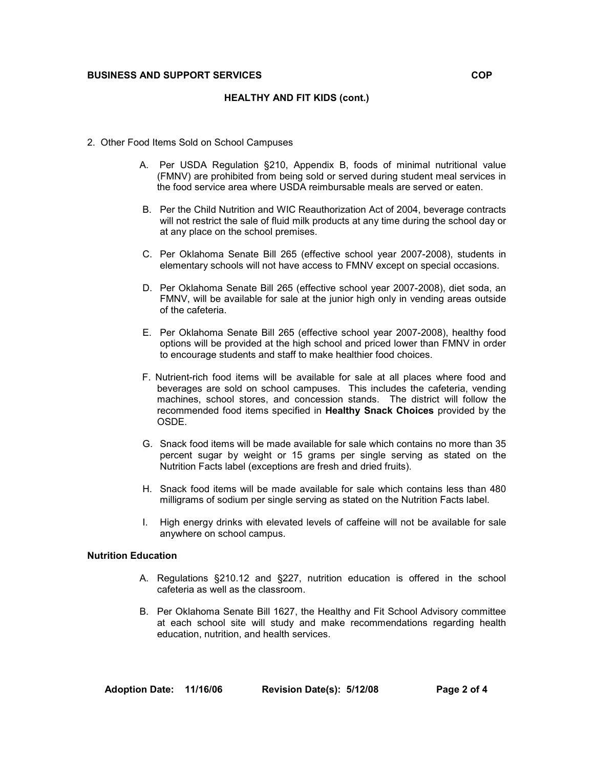## HEALTHY AND FIT KIDS (cont.)

2. Other Food Items Sold on School Campuses

   A. Per USDA Regulation §210, Appendix B, foods of minimal nutritional value (FMNV) are prohibited from being sold or served during student meal services in the food service area where USDA reimbursable meals are served or eaten.

   B. Per the Child Nutrition and WIC Reauthorization Act of 2004, beverage contracts will not restrict the sale of fluid milk products at any time during the school day or at any place on the school premises.

   C. Per Oklahoma Senate Bill 265 (effective school year 2007-2008), students in elementary schools will not have access to FMNV except on special occasions.

   D. Per Oklahoma Senate Bill 265 (effective school year 2007-2008), diet soda, an FMNV, will be available for sale at the junior high only in vending areas outside of the cafeteria.

   E. Per Oklahoma Senate Bill 265 (effective school year 2007-2008), healthy food options will be provided at the high school and priced lower than FMNV in order to encourage students and staff to make healthier food choices.

   F. Nutrient-rich food items will be available for sale at all places where food and beverages are sold on school campuses. This includes the cafeteria, vending machines, school stores, and concession stands. The district will follow the recommended food items specified in **Healthy Snack Choices** provided by the OSDE.

   G. Snack food items will be made available for sale which contains no more than 35 percent sugar by weight or 15 grams per single serving as stated on the Nutrition Facts label (exceptions are fresh and dried fruits).

   H. Snack food items will be made available for sale which contains less than 480 milligrams of sodium per single serving as stated on the Nutrition Facts label.

   I. High energy drinks with elevated levels of caffeine will not be available for sale anywhere on school campus.

**Nutrition Education**

   A. Regulations §210.12 and §227, nutrition education is offered in the school cafeteria as well as the classroom.

   B. Per Oklahoma Senate Bill 1627, the Healthy and Fit School Advisory committee at each school site will study and make recommendations regarding health education, nutrition, and health services.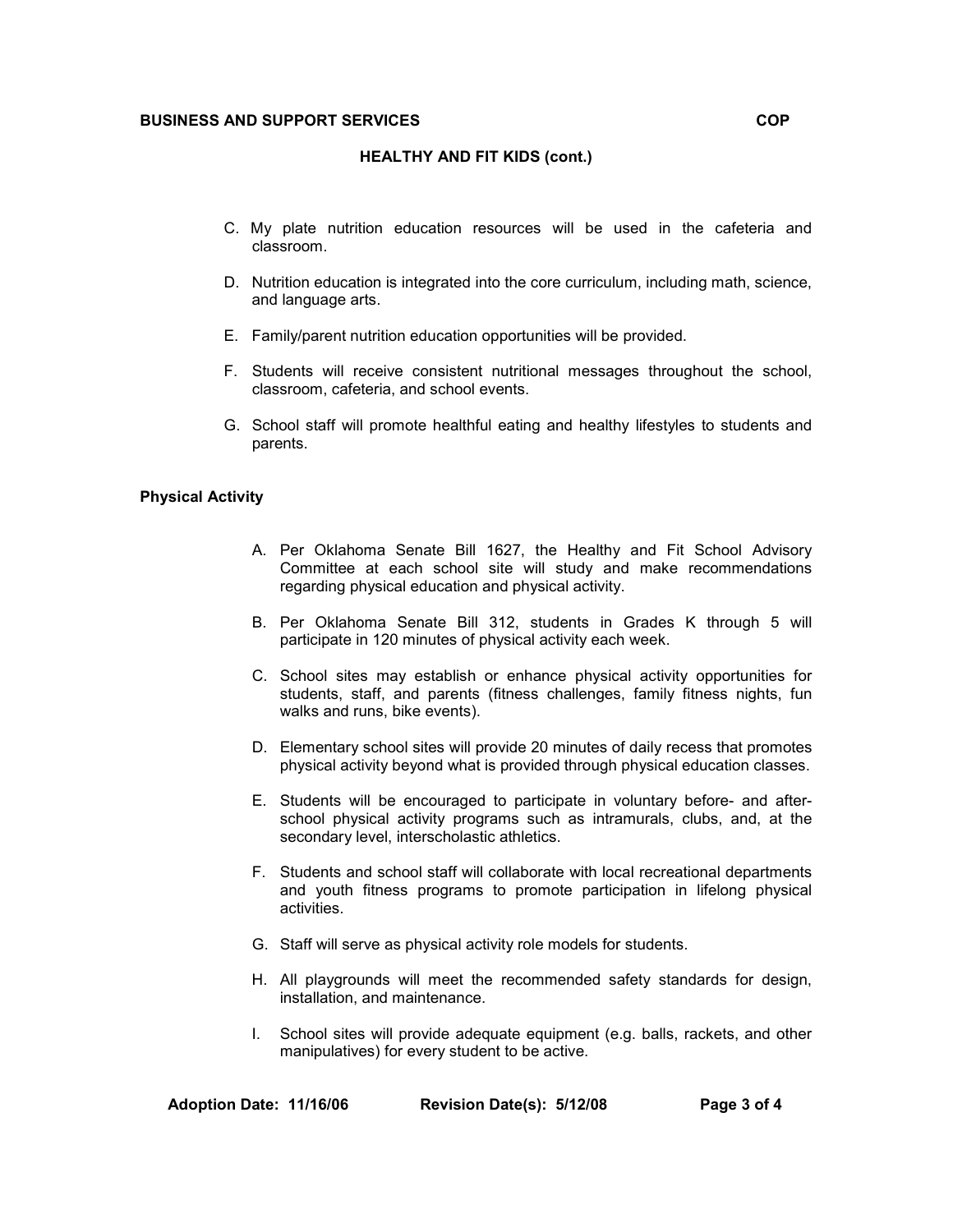C. My plate nutrition education resources will be used in the cafeteria and classroom.

D. Nutrition education is integrated into the core curriculum, including math, science, and language arts.

E. Family/parent nutrition education opportunities will be provided.

F. Students will receive consistent nutritional messages throughout the school, classroom, cafeteria, and school events.

G. School staff will promote healthful eating and healthy lifestyles to students and parents.

**Physical Activity**

A. Per Oklahoma Senate Bill 1627, the Healthy and Fit School Advisory Committee at each school site will study and make recommendations regarding physical education and physical activity.

B. Per Oklahoma Senate Bill 312, students in Grades K through 5 will participate in 120 minutes of physical activity each week.

C. School sites may establish or enhance physical activity opportunities for students, staff, and parents (fitness challenges, family fitness nights, fun walks and runs, bike events).

D. Elementary school sites will provide 20 minutes of daily recess that promotes physical activity beyond what is provided through physical education classes.

E. Students will be encouraged to participate in voluntary before- and after-school physical activity programs such as intramurals, clubs, and, at the secondary level, interscholastic athletics.

F. Students and school staff will collaborate with local recreational departments and youth fitness programs to promote participation in lifelong physical activities.

G. Staff will serve as physical activity role models for students.

H. All playgrounds will meet the recommended safety standards for design, installation, and maintenance.

I. School sites will provide adequate equipment (e.g. balls, rackets, and other manipulatives) for every student to be active.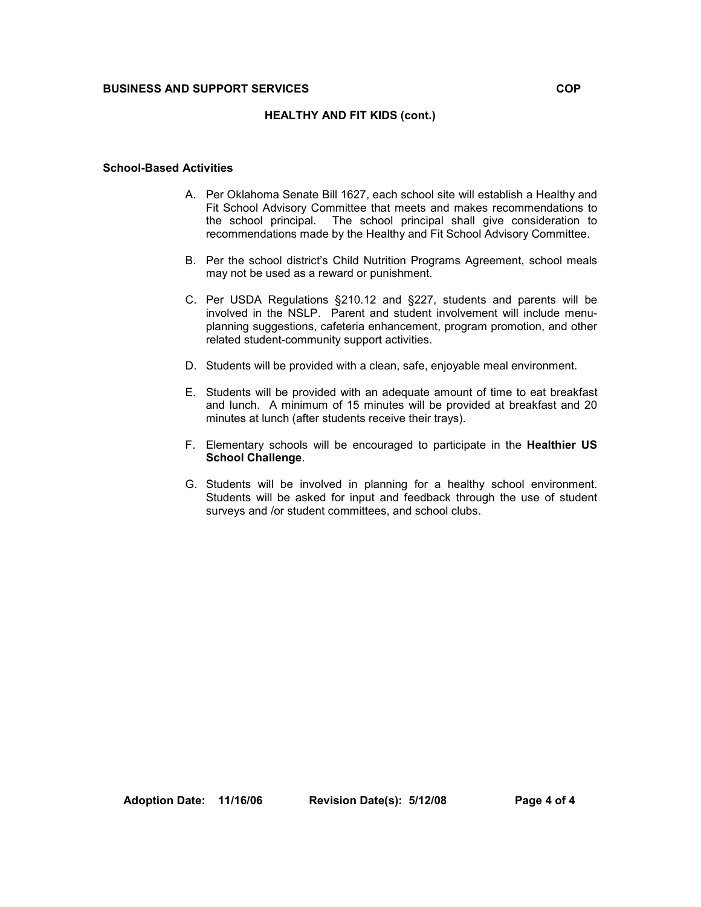### School-Based Activities

A. Per Oklahoma Senate Bill 1627, each school site will establish a Healthy and Fit School Advisory Committee that meets and makes recommendations to the school principal. The school principal shall give consideration to recommendations made by the Healthy and Fit School Advisory Committee.

B. Per the school district's Child Nutrition Programs Agreement, school meals may not be used as a reward or punishment.

C. Per USDA Regulations §210.12 and §227, students and parents will be involved in the NSLP. Parent and student involvement will include menu-planning suggestions, cafeteria enhancement, program promotion, and other related student-community support activities.

D. Students will be provided with a clean, safe, enjoyable meal environment.

E. Students will be provided with an adequate amount of time to eat breakfast and lunch. A minimum of 15 minutes will be provided at breakfast and 20 minutes at lunch (after students receive their trays).

F. Elementary schools will be encouraged to participate in the **Healthier US School Challenge**.

G. Students will be involved in planning for a healthy school environment. Students will be asked for input and feedback through the use of student surveys and /or student committees, and school clubs.

**Adoption Date: 11/16/06 Revision Date(s): 5/12/08**